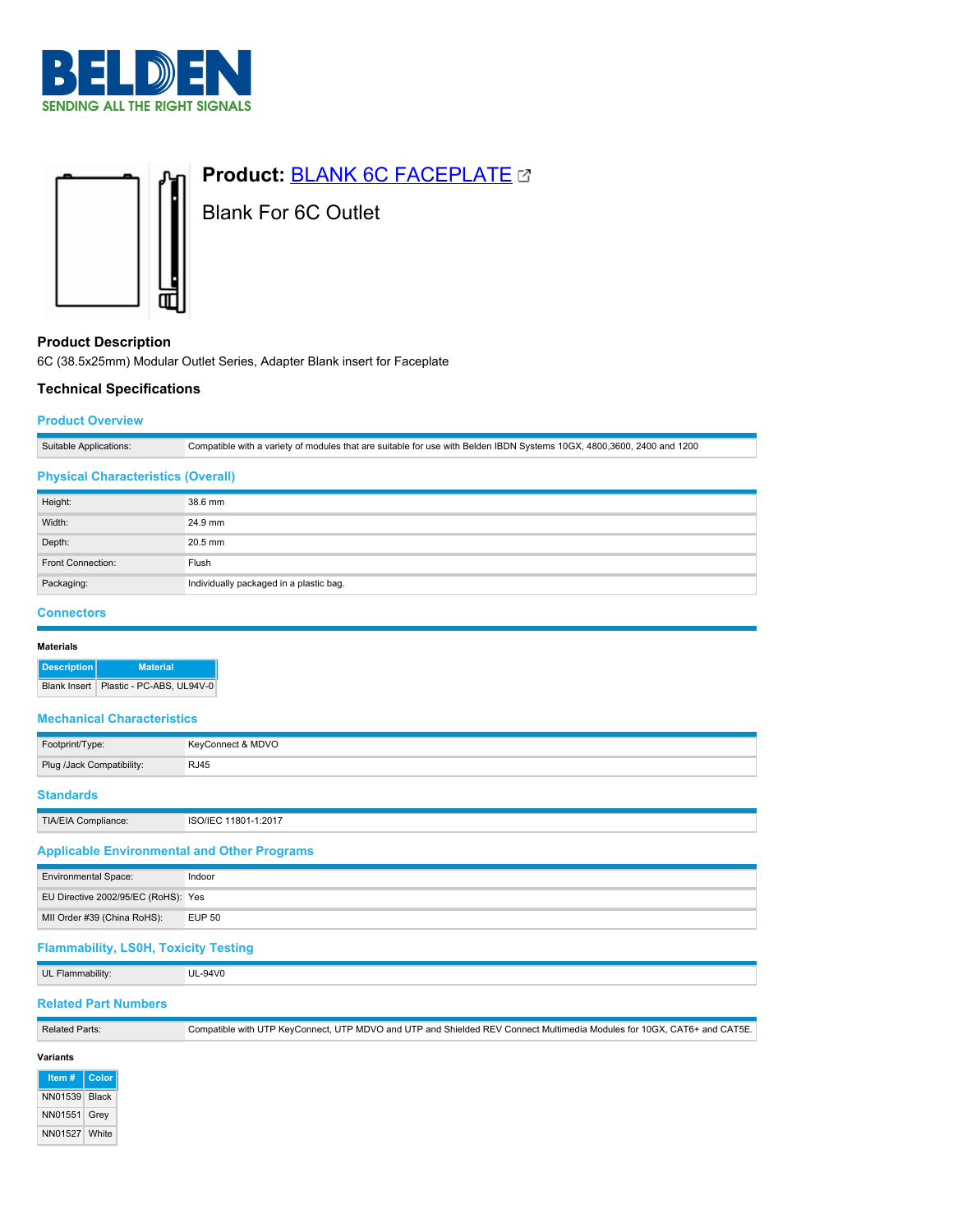# Product: BLANK 6C FACEPLATE

Blank For 6C Outlet

## Product Description

6C (38.5x25mm) Modular Outlet Series, Adapter Blank insert for Faceplate

## Technical Specifications

### Product Overview

| | |
|---|---|
| Suitable Applications: | Compatible with a variety of modules that are suitable for use with Belden IBDN Systems 10GX, 4800,3600, 2400 and 1200 |

### Physical Characteristics (Overall)

| | |
|---|---|
| Height: | 38.6 mm |
| Width: | 24.9 mm |
| Depth: | 20.5 mm |
| Front Connection: | Flush |
| Packaging: | Individually packaged in a plastic bag. |

### Connectors

**Materials**

| Description | Material |
|---|---|
| Blank Insert | Plastic - PC-ABS, UL94V-0 |

### Mechanical Characteristics

| | |
|---|---|
| Footprint/Type: | KeyConnect & MDVO |
| Plug /Jack Compatibility: | RJ45 |

### Standards

| | |
|---|---|
| TIA/EIA Compliance: | ISO/IEC 11801-1:2017 |

### Applicable Environmental and Other Programs

| | |
|---|---|
| Environmental Space: | Indoor |
| EU Directive 2002/95/EC (RoHS): | Yes |
| MII Order #39 (China RoHS): | EUP 50 |

### Flammability, LS0H, Toxicity Testing

| | |
|---|---|
| UL Flammability: | UL-94V0 |

### Related Part Numbers

| | |
|---|---|
| Related Parts: | Compatible with UTP KeyConnect, UTP MDVO and UTP and Shielded REV Connect Multimedia Modules for 10GX, CAT6+ and CAT5E. |

**Variants**

| Item # | Color |
|---|---|
| NN01539 | Black |
| NN01551 | Grey |
| NN01527 | White |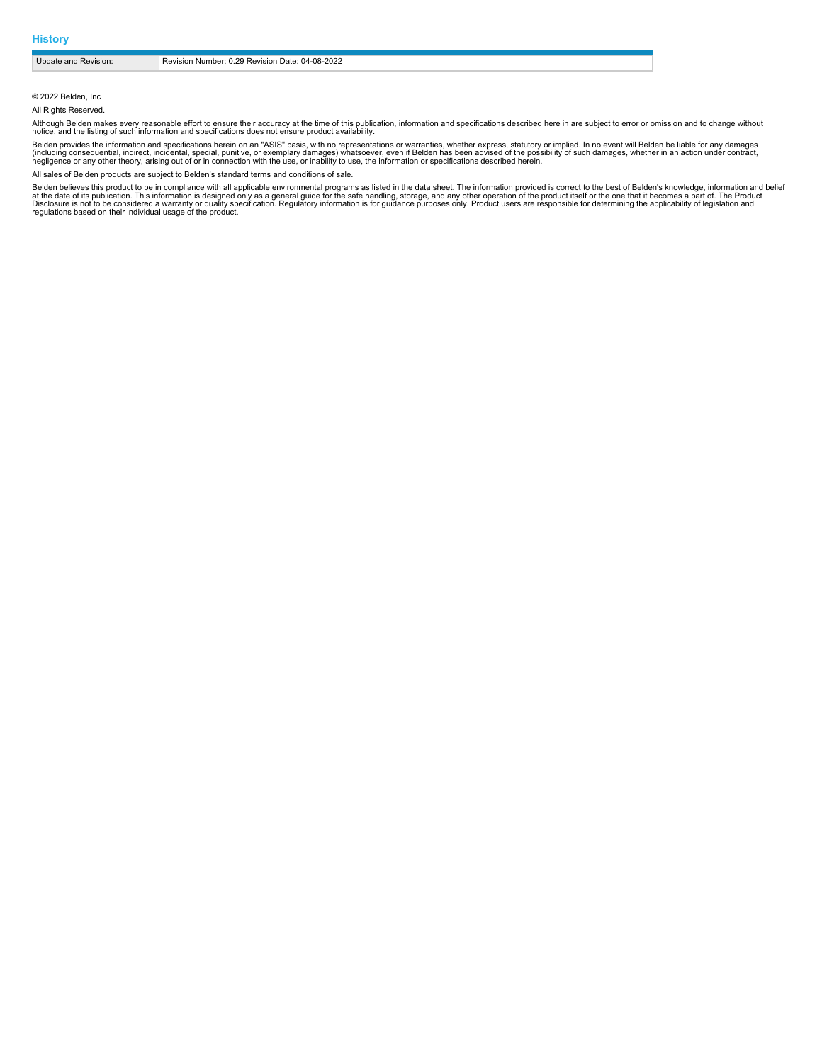## History

| | |
|---|---|
| Update and Revision: | Revision Number: 0.29 Revision Date: 04-08-2022 |

© 2022 Belden, Inc

All Rights Reserved.

Although Belden makes every reasonable effort to ensure their accuracy at the time of this publication, information and specifications described here in are subject to error or omission and to change without notice, and the listing of such information and specifications does not ensure product availability.

Belden provides the information and specifications herein on an "ASIS" basis, with no representations or warranties, whether express, statutory or implied. In no event will Belden be liable for any damages (including consequential, indirect, incidental, special, punitive, or exemplary damages) whatsoever, even if Belden has been advised of the possibility of such damages, whether in an action under contract, negligence or any other theory, arising out of or in connection with the use, or inability to use, the information or specifications described herein.

All sales of Belden products are subject to Belden's standard terms and conditions of sale.

Belden believes this product to be in compliance with all applicable environmental programs as listed in the data sheet. The information provided is correct to the best of Belden's knowledge, information and belief at the date of its publication. This information is designed only as a general guide for the safe handling, storage, and any other operation of the product itself or the one that it becomes a part of. The Product Disclosure is not to be considered a warranty or quality specification. Regulatory information is for guidance purposes only. Product users are responsible for determining the applicability of legislation and regulations based on their individual usage of the product.